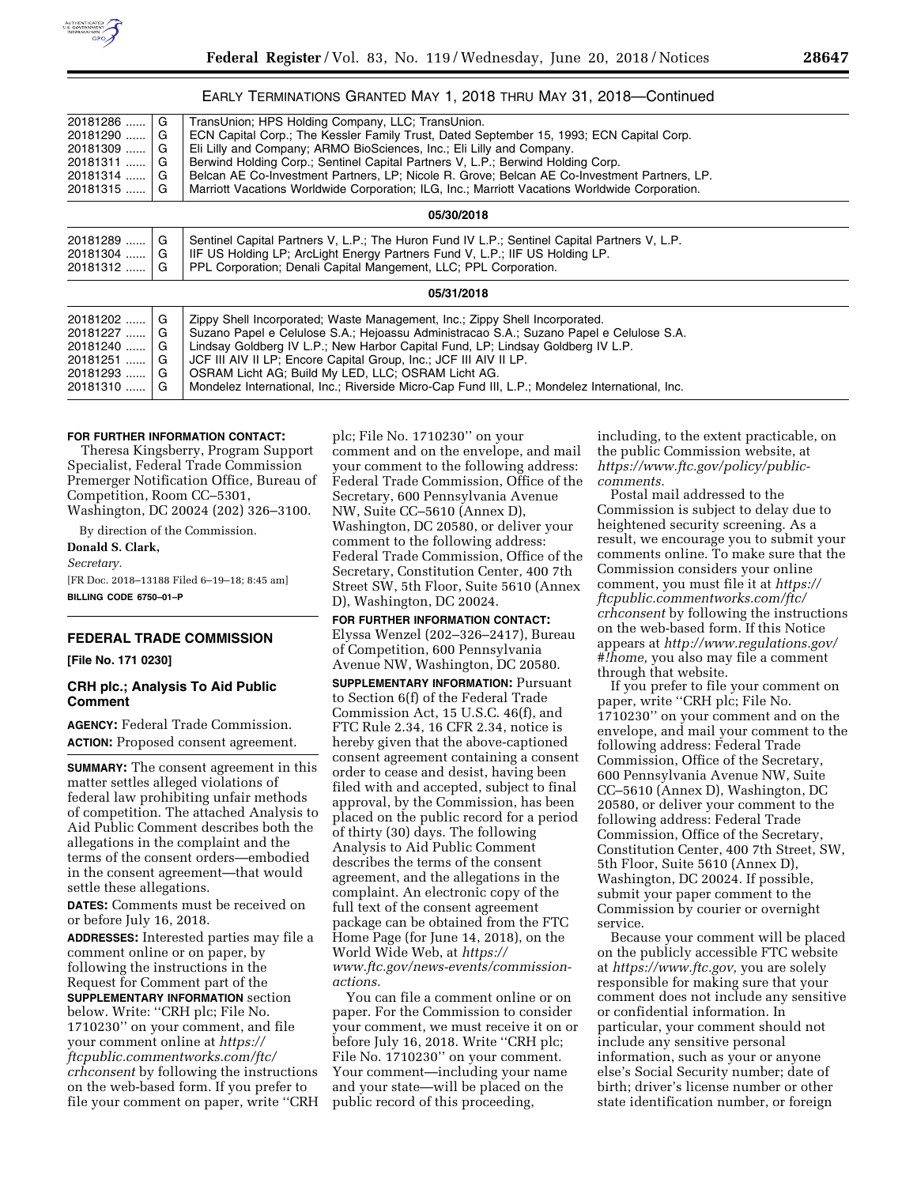EARLY TERMINATIONS GRANTED MAY 1, 2018 THRU MAY 31, 2018—Continued

| | | |
|---|---|---|
| 20181286 ...... | G | TransUnion; HPS Holding Company, LLC; TransUnion. |
| 20181290 ...... | G | ECN Capital Corp.; The Kessler Family Trust, Dated September 15, 1993; ECN Capital Corp. |
| 20181309 ...... | G | Eli Lilly and Company; ARMO BioSciences, Inc.; Eli Lilly and Company. |
| 20181311 ...... | G | Berwind Holding Corp.; Sentinel Capital Partners V, L.P.; Berwind Holding Corp. |
| 20181314 ...... | G | Belcan AE Co-Investment Partners, LP; Nicole R. Grove; Belcan AE Co-Investment Partners, LP. |
| 20181315 ...... | G | Marriott Vacations Worldwide Corporation; ILG, Inc.; Marriott Vacations Worldwide Corporation. |
| | | **05/30/2018** |
| 20181289 ...... | G | Sentinel Capital Partners V, L.P.; The Huron Fund IV L.P.; Sentinel Capital Partners V, L.P. |
| 20181304 ...... | G | IIF US Holding LP; ArcLight Energy Partners Fund V, L.P.; IIF US Holding LP. |
| 20181312 ...... | G | PPL Corporation; Denali Capital Mangement, LLC; PPL Corporation. |
| | | **05/31/2018** |
| 20181202 ...... | G | Zippy Shell Incorporated; Waste Management, Inc.; Zippy Shell Incorporated. |
| 20181227 ...... | G | Suzano Papel e Celulose S.A.; Hejoassu Administracao S.A.; Suzano Papel e Celulose S.A. |
| 20181240 ...... | G | Lindsay Goldberg IV L.P.; New Harbor Capital Fund, LP; Lindsay Goldberg IV L.P. |
| 20181251 ...... | G | JCF III AIV II LP; Encore Capital Group, Inc.; JCF III AIV II LP. |
| 20181293 ...... | G | OSRAM Licht AG; Build My LED, LLC; OSRAM Licht AG. |
| 20181310 ...... | G | Mondelez International, Inc.; Riverside Micro-Cap Fund III, L.P.; Mondelez International, Inc. |

**FOR FURTHER INFORMATION CONTACT:** Theresa Kingsberry, Program Support Specialist, Federal Trade Commission Premerger Notification Office, Bureau of Competition, Room CC–5301, Washington, DC 20024 (202) 326–3100.

By direction of the Commission.

**Donald S. Clark,**

*Secretary.*

[FR Doc. 2018–13188 Filed 6–19–18; 8:45 am]

**BILLING CODE 6750–01–P**

## FEDERAL TRADE COMMISSION

**[File No. 171 0230]**

## CRH plc.; Analysis To Aid Public Comment

**AGENCY:** Federal Trade Commission.

**ACTION:** Proposed consent agreement.

**SUMMARY:** The consent agreement in this matter settles alleged violations of federal law prohibiting unfair methods of competition. The attached Analysis to Aid Public Comment describes both the allegations in the complaint and the terms of the consent orders—embodied in the consent agreement—that would settle these allegations.

**DATES:** Comments must be received on or before July 16, 2018.

**ADDRESSES:** Interested parties may file a comment online or on paper, by following the instructions in the Request for Comment part of the **SUPPLEMENTARY INFORMATION** section below. Write: ''CRH plc; File No. 1710230'' on your comment, and file your comment online at *https://ftcpublic.commentworks.com/ftc/crhconsent* by following the instructions on the web-based form. If you prefer to file your comment on paper, write ''CRH plc; File No. 1710230'' on your comment and on the envelope, and mail your comment to the following address: Federal Trade Commission, Office of the Secretary, 600 Pennsylvania Avenue NW, Suite CC–5610 (Annex D), Washington, DC 20580, or deliver your comment to the following address: Federal Trade Commission, Office of the Secretary, Constitution Center, 400 7th Street SW, 5th Floor, Suite 5610 (Annex D), Washington, DC 20024.

**FOR FURTHER INFORMATION CONTACT:** Elyssa Wenzel (202–326–2417), Bureau of Competition, 600 Pennsylvania Avenue NW, Washington, DC 20580.

**SUPPLEMENTARY INFORMATION:** Pursuant to Section 6(f) of the Federal Trade Commission Act, 15 U.S.C. 46(f), and FTC Rule 2.34, 16 CFR 2.34, notice is hereby given that the above-captioned consent agreement containing a consent order to cease and desist, having been filed with and accepted, subject to final approval, by the Commission, has been placed on the public record for a period of thirty (30) days. The following Analysis to Aid Public Comment describes the terms of the consent agreement, and the allegations in the complaint. An electronic copy of the full text of the consent agreement package can be obtained from the FTC Home Page (for June 14, 2018), on the World Wide Web, at *https://www.ftc.gov/news-events/commission-actions.*

You can file a comment online or on paper. For the Commission to consider your comment, we must receive it on or before July 16, 2018. Write ''CRH plc; File No. 1710230'' on your comment. Your comment—including your name and your state—will be placed on the public record of this proceeding, including, to the extent practicable, on the public Commission website, at *https://www.ftc.gov/policy/public-comments.*

Postal mail addressed to the Commission is subject to delay due to heightened security screening. As a result, we encourage you to submit your comments online. To make sure that the Commission considers your online comment, you must file it at *https://ftcpublic.commentworks.com/ftc/crhconsent* by following the instructions on the web-based form. If this Notice appears at *http://www.regulations.gov/#!home,* you also may file a comment through that website.

If you prefer to file your comment on paper, write ''CRH plc; File No. 1710230'' on your comment and on the envelope, and mail your comment to the following address: Federal Trade Commission, Office of the Secretary, 600 Pennsylvania Avenue NW, Suite CC–5610 (Annex D), Washington, DC 20580, or deliver your comment to the following address: Federal Trade Commission, Office of the Secretary, Constitution Center, 400 7th Street, SW, 5th Floor, Suite 5610 (Annex D), Washington, DC 20024. If possible, submit your paper comment to the Commission by courier or overnight service.

Because your comment will be placed on the publicly accessible FTC website at *https://www.ftc.gov,* you are solely responsible for making sure that your comment does not include any sensitive or confidential information. In particular, your comment should not include any sensitive personal information, such as your or anyone else's Social Security number; date of birth; driver's license number or other state identification number, or foreign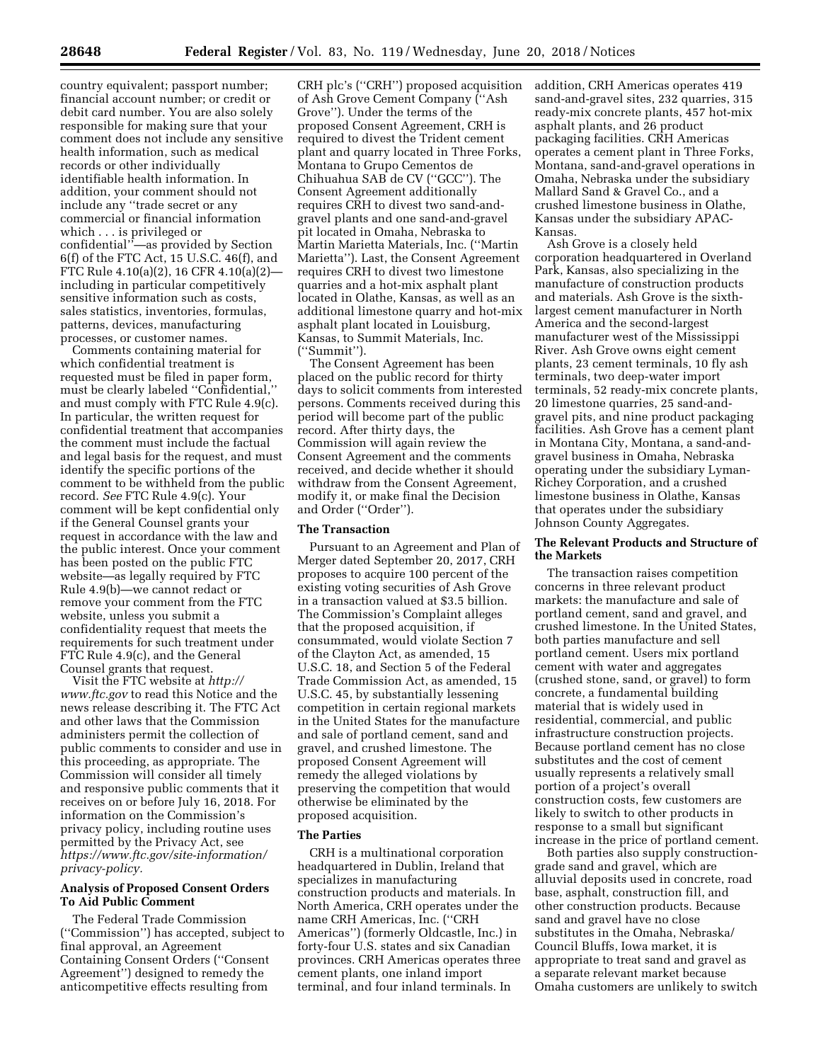country equivalent; passport number; financial account number; or credit or debit card number. You are also solely responsible for making sure that your comment does not include any sensitive health information, such as medical records or other individually identifiable health information. In addition, your comment should not include any ''trade secret or any commercial or financial information which . . . is privileged or confidential''—as provided by Section 6(f) of the FTC Act, 15 U.S.C. 46(f), and FTC Rule 4.10(a)(2), 16 CFR 4.10(a)(2)—including in particular competitively sensitive information such as costs, sales statistics, inventories, formulas, patterns, devices, manufacturing processes, or customer names.

Comments containing material for which confidential treatment is requested must be filed in paper form, must be clearly labeled ''Confidential,'' and must comply with FTC Rule 4.9(c). In particular, the written request for confidential treatment that accompanies the comment must include the factual and legal basis for the request, and must identify the specific portions of the comment to be withheld from the public record. *See* FTC Rule 4.9(c). Your comment will be kept confidential only if the General Counsel grants your request in accordance with the law and the public interest. Once your comment has been posted on the public FTC website—as legally required by FTC Rule 4.9(b)—we cannot redact or remove your comment from the FTC website, unless you submit a confidentiality request that meets the requirements for such treatment under FTC Rule 4.9(c), and the General Counsel grants that request.

Visit the FTC website at *http://www.ftc.gov* to read this Notice and the news release describing it. The FTC Act and other laws that the Commission administers permit the collection of public comments to consider and use in this proceeding, as appropriate. The Commission will consider all timely and responsive public comments that it receives on or before July 16, 2018. For information on the Commission's privacy policy, including routine uses permitted by the Privacy Act, see *https://www.ftc.gov/site-information/privacy-policy.*

## Analysis of Proposed Consent Orders To Aid Public Comment

The Federal Trade Commission (''Commission'') has accepted, subject to final approval, an Agreement Containing Consent Orders (''Consent Agreement'') designed to remedy the anticompetitive effects resulting from CRH plc's (''CRH'') proposed acquisition of Ash Grove Cement Company (''Ash Grove''). Under the terms of the proposed Consent Agreement, CRH is required to divest the Trident cement plant and quarry located in Three Forks, Montana to Grupo Cementos de Chihuahua SAB de CV (''GCC''). The Consent Agreement additionally requires CRH to divest two sand-and-gravel plants and one sand-and-gravel pit located in Omaha, Nebraska to Martin Marietta Materials, Inc. (''Martin Marietta''). Last, the Consent Agreement requires CRH to divest two limestone quarries and a hot-mix asphalt plant located in Olathe, Kansas, as well as an additional limestone quarry and hot-mix asphalt plant located in Louisburg, Kansas, to Summit Materials, Inc. (''Summit'').

The Consent Agreement has been placed on the public record for thirty days to solicit comments from interested persons. Comments received during this period will become part of the public record. After thirty days, the Commission will again review the Consent Agreement and the comments received, and decide whether it should withdraw from the Consent Agreement, modify it, or make final the Decision and Order (''Order'').

### The Transaction

Pursuant to an Agreement and Plan of Merger dated September 20, 2017, CRH proposes to acquire 100 percent of the existing voting securities of Ash Grove in a transaction valued at $3.5 billion. The Commission's Complaint alleges that the proposed acquisition, if consummated, would violate Section 7 of the Clayton Act, as amended, 15 U.S.C. 18, and Section 5 of the Federal Trade Commission Act, as amended, 15 U.S.C. 45, by substantially lessening competition in certain regional markets in the United States for the manufacture and sale of portland cement, sand and gravel, and crushed limestone. The proposed Consent Agreement will remedy the alleged violations by preserving the competition that would otherwise be eliminated by the proposed acquisition.

### The Parties

CRH is a multinational corporation headquartered in Dublin, Ireland that specializes in manufacturing construction products and materials. In North America, CRH operates under the name CRH Americas, Inc. (''CRH Americas'') (formerly Oldcastle, Inc.) in forty-four U.S. states and six Canadian provinces. CRH Americas operates three cement plants, one inland import terminal, and four inland terminals. In addition, CRH Americas operates 419 sand-and-gravel sites, 232 quarries, 315 ready-mix concrete plants, 457 hot-mix asphalt plants, and 26 product packaging facilities. CRH Americas operates a cement plant in Three Forks, Montana, sand-and-gravel operations in Omaha, Nebraska under the subsidiary Mallard Sand & Gravel Co., and a crushed limestone business in Olathe, Kansas under the subsidiary APAC-Kansas.

Ash Grove is a closely held corporation headquartered in Overland Park, Kansas, also specializing in the manufacture of construction products and materials. Ash Grove is the sixth-largest cement manufacturer in North America and the second-largest manufacturer west of the Mississippi River. Ash Grove owns eight cement plants, 23 cement terminals, 10 fly ash terminals, two deep-water import terminals, 52 ready-mix concrete plants, 20 limestone quarries, 25 sand-and-gravel pits, and nine product packaging facilities. Ash Grove has a cement plant in Montana City, Montana, a sand-and-gravel business in Omaha, Nebraska operating under the subsidiary Lyman-Richey Corporation, and a crushed limestone business in Olathe, Kansas that operates under the subsidiary Johnson County Aggregates.

### The Relevant Products and Structure of the Markets

The transaction raises competition concerns in three relevant product markets: the manufacture and sale of portland cement, sand and gravel, and crushed limestone. In the United States, both parties manufacture and sell portland cement. Users mix portland cement with water and aggregates (crushed stone, sand, or gravel) to form concrete, a fundamental building material that is widely used in residential, commercial, and public infrastructure construction projects. Because portland cement has no close substitutes and the cost of cement usually represents a relatively small portion of a project's overall construction costs, few customers are likely to switch to other products in response to a small but significant increase in the price of portland cement.

Both parties also supply construction-grade sand and gravel, which are alluvial deposits used in concrete, road base, asphalt, construction fill, and other construction products. Because sand and gravel have no close substitutes in the Omaha, Nebraska/Council Bluffs, Iowa market, it is appropriate to treat sand and gravel as a separate relevant market because Omaha customers are unlikely to switch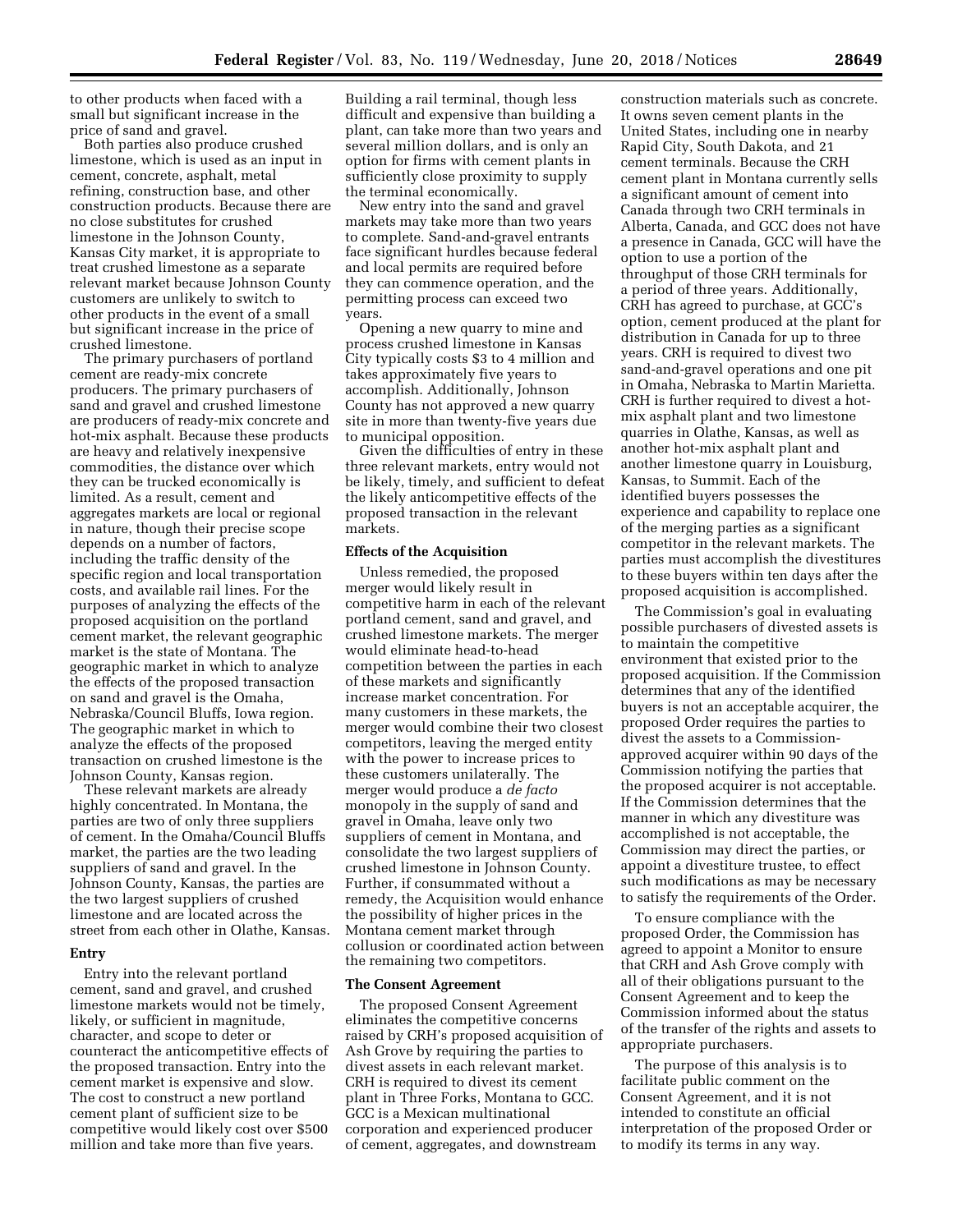to other products when faced with a small but significant increase in the price of sand and gravel.

Both parties also produce crushed limestone, which is used as an input in cement, concrete, asphalt, metal refining, construction base, and other construction products. Because there are no close substitutes for crushed limestone in the Johnson County, Kansas City market, it is appropriate to treat crushed limestone as a separate relevant market because Johnson County customers are unlikely to switch to other products in the event of a small but significant increase in the price of crushed limestone.

The primary purchasers of portland cement are ready-mix concrete producers. The primary purchasers of sand and gravel and crushed limestone are producers of ready-mix concrete and hot-mix asphalt. Because these products are heavy and relatively inexpensive commodities, the distance over which they can be trucked economically is limited. As a result, cement and aggregates markets are local or regional in nature, though their precise scope depends on a number of factors, including the traffic density of the specific region and local transportation costs, and available rail lines. For the purposes of analyzing the effects of the proposed acquisition on the portland cement market, the relevant geographic market is the state of Montana. The geographic market in which to analyze the effects of the proposed transaction on sand and gravel is the Omaha, Nebraska/Council Bluffs, Iowa region. The geographic market in which to analyze the effects of the proposed transaction on crushed limestone is the Johnson County, Kansas region.

These relevant markets are already highly concentrated. In Montana, the parties are two of only three suppliers of cement. In the Omaha/Council Bluffs market, the parties are the two leading suppliers of sand and gravel. In the Johnson County, Kansas, the parties are the two largest suppliers of crushed limestone and are located across the street from each other in Olathe, Kansas.

## Entry

Entry into the relevant portland cement, sand and gravel, and crushed limestone markets would not be timely, likely, or sufficient in magnitude, character, and scope to deter or counteract the anticompetitive effects of the proposed transaction. Entry into the cement market is expensive and slow. The cost to construct a new portland cement plant of sufficient size to be competitive would likely cost over $500 million and take more than five years. Building a rail terminal, though less difficult and expensive than building a plant, can take more than two years and several million dollars, and is only an option for firms with cement plants in sufficiently close proximity to supply the terminal economically.

New entry into the sand and gravel markets may take more than two years to complete. Sand-and-gravel entrants face significant hurdles because federal and local permits are required before they can commence operation, and the permitting process can exceed two years.

Opening a new quarry to mine and process crushed limestone in Kansas City typically costs $3 to 4 million and takes approximately five years to accomplish. Additionally, Johnson County has not approved a new quarry site in more than twenty-five years due to municipal opposition.

Given the difficulties of entry in these three relevant markets, entry would not be likely, timely, and sufficient to defeat the likely anticompetitive effects of the proposed transaction in the relevant markets.

## Effects of the Acquisition

Unless remedied, the proposed merger would likely result in competitive harm in each of the relevant portland cement, sand and gravel, and crushed limestone markets. The merger would eliminate head-to-head competition between the parties in each of these markets and significantly increase market concentration. For many customers in these markets, the merger would combine their two closest competitors, leaving the merged entity with the power to increase prices to these customers unilaterally. The merger would produce a *de facto* monopoly in the supply of sand and gravel in Omaha, leave only two suppliers of cement in Montana, and consolidate the two largest suppliers of crushed limestone in Johnson County. Further, if consummated without a remedy, the Acquisition would enhance the possibility of higher prices in the Montana cement market through collusion or coordinated action between the remaining two competitors.

## The Consent Agreement

The proposed Consent Agreement eliminates the competitive concerns raised by CRH's proposed acquisition of Ash Grove by requiring the parties to divest assets in each relevant market. CRH is required to divest its cement plant in Three Forks, Montana to GCC. GCC is a Mexican multinational corporation and experienced producer of cement, aggregates, and downstream construction materials such as concrete. It owns seven cement plants in the United States, including one in nearby Rapid City, South Dakota, and 21 cement terminals. Because the CRH cement plant in Montana currently sells a significant amount of cement into Canada through two CRH terminals in Alberta, Canada, and GCC does not have a presence in Canada, GCC will have the option to use a portion of the throughput of those CRH terminals for a period of three years. Additionally, CRH has agreed to purchase, at GCC's option, cement produced at the plant for distribution in Canada for up to three years. CRH is required to divest two sand-and-gravel operations and one pit in Omaha, Nebraska to Martin Marietta. CRH is further required to divest a hot-mix asphalt plant and two limestone quarries in Olathe, Kansas, as well as another hot-mix asphalt plant and another limestone quarry in Louisburg, Kansas, to Summit. Each of the identified buyers possesses the experience and capability to replace one of the merging parties as a significant competitor in the relevant markets. The parties must accomplish the divestitures to these buyers within ten days after the proposed acquisition is accomplished.

The Commission's goal in evaluating possible purchasers of divested assets is to maintain the competitive environment that existed prior to the proposed acquisition. If the Commission determines that any of the identified buyers is not an acceptable acquirer, the proposed Order requires the parties to divest the assets to a Commission-approved acquirer within 90 days of the Commission notifying the parties that the proposed acquirer is not acceptable. If the Commission determines that the manner in which any divestiture was accomplished is not acceptable, the Commission may direct the parties, or appoint a divestiture trustee, to effect such modifications as may be necessary to satisfy the requirements of the Order.

To ensure compliance with the proposed Order, the Commission has agreed to appoint a Monitor to ensure that CRH and Ash Grove comply with all of their obligations pursuant to the Consent Agreement and to keep the Commission informed about the status of the transfer of the rights and assets to appropriate purchasers.

The purpose of this analysis is to facilitate public comment on the Consent Agreement, and it is not intended to constitute an official interpretation of the proposed Order or to modify its terms in any way.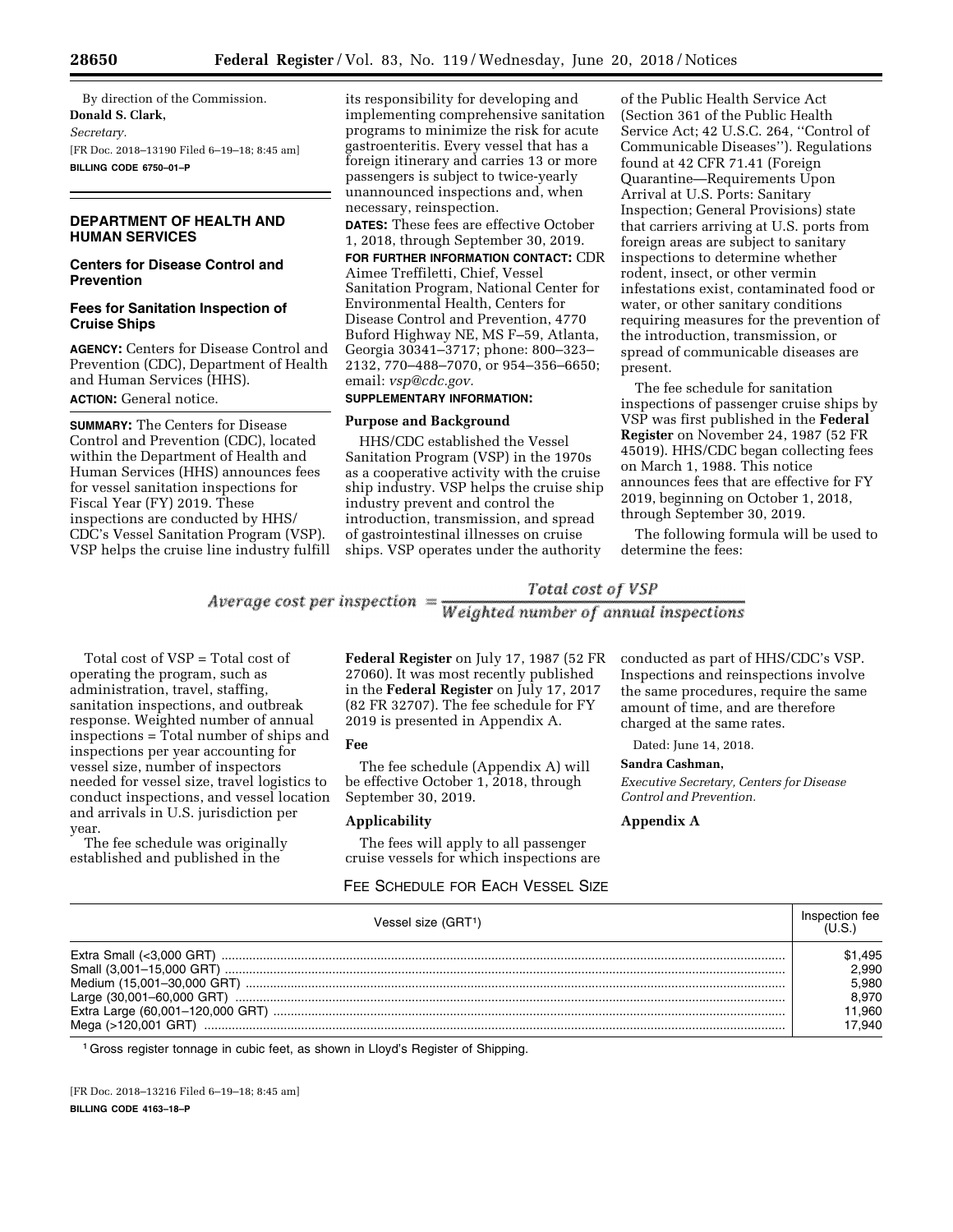By direction of the Commission.

**Donald S. Clark,**

*Secretary.*

[FR Doc. 2018–13190 Filed 6–19–18; 8:45 am]

**BILLING CODE 6750–01–P**

## DEPARTMENT OF HEALTH AND HUMAN SERVICES

### Centers for Disease Control and Prevention

### Fees for Sanitation Inspection of Cruise Ships

**AGENCY:** Centers for Disease Control and Prevention (CDC), Department of Health and Human Services (HHS).

**ACTION:** General notice.

**SUMMARY:** The Centers for Disease Control and Prevention (CDC), located within the Department of Health and Human Services (HHS) announces fees for vessel sanitation inspections for Fiscal Year (FY) 2019. These inspections are conducted by HHS/CDC's Vessel Sanitation Program (VSP). VSP helps the cruise line industry fulfill its responsibility for developing and implementing comprehensive sanitation programs to minimize the risk for acute gastroenteritis. Every vessel that has a foreign itinerary and carries 13 or more passengers is subject to twice-yearly unannounced inspections and, when necessary, reinspection.

**DATES:** These fees are effective October 1, 2018, through September 30, 2019.

**FOR FURTHER INFORMATION CONTACT:** CDR Aimee Treffiletti, Chief, Vessel Sanitation Program, National Center for Environmental Health, Centers for Disease Control and Prevention, 4770 Buford Highway NE, MS F–59, Atlanta, Georgia 30341–3717; phone: 800–323–2132, 770–488–7070, or 954–356–6650; email: *vsp@cdc.gov.*

**SUPPLEMENTARY INFORMATION:**

#### Purpose and Background

HHS/CDC established the Vessel Sanitation Program (VSP) in the 1970s as a cooperative activity with the cruise ship industry. VSP helps the cruise ship industry prevent and control the introduction, transmission, and spread of gastrointestinal illnesses on cruise ships. VSP operates under the authority of the Public Health Service Act (Section 361 of the Public Health Service Act; 42 U.S.C. 264, ''Control of Communicable Diseases''). Regulations found at 42 CFR 71.41 (Foreign Quarantine—Requirements Upon Arrival at U.S. Ports: Sanitary Inspection; General Provisions) state that carriers arriving at U.S. ports from foreign areas are subject to sanitary inspections to determine whether rodent, insect, or other vermin infestations exist, contaminated food or water, or other sanitary conditions requiring measures for the prevention of the introduction, transmission, or spread of communicable diseases are present.

The fee schedule for sanitation inspections of passenger cruise ships by VSP was first published in the **Federal Register** on November 24, 1987 (52 FR 45019). HHS/CDC began collecting fees on March 1, 1988. This notice announces fees that are effective for FY 2019, beginning on October 1, 2018, through September 30, 2019.

The following formula will be used to determine the fees:

$$\textit{Average cost per inspection} = \frac{\textit{Total cost of VSP}}{\textit{Weighted number of annual inspections}}$$

Total cost of VSP = Total cost of operating the program, such as administration, travel, staffing, sanitation inspections, and outbreak response. Weighted number of annual inspections = Total number of ships and inspections per year accounting for vessel size, number of inspectors needed for vessel size, travel logistics to conduct inspections, and vessel location and arrivals in U.S. jurisdiction per year.

The fee schedule was originally established and published in the **Federal Register** on July 17, 1987 (52 FR 27060). It was most recently published in the **Federal Register** on July 17, 2017 (82 FR 32707). The fee schedule for FY 2019 is presented in Appendix A.

#### Fee

The fee schedule (Appendix A) will be effective October 1, 2018, through September 30, 2019.

#### Applicability

The fees will apply to all passenger cruise vessels for which inspections are conducted as part of HHS/CDC's VSP. Inspections and reinspections involve the same procedures, require the same amount of time, and are therefore charged at the same rates.

Dated: June 14, 2018.

**Sandra Cashman,**

*Executive Secretary, Centers for Disease Control and Prevention.*

#### Appendix A

FEE SCHEDULE FOR EACH VESSEL SIZE

| Vessel size (GRT[1]) | Inspection fee (U.S.) |
|---|---|
| Extra Small (<3,000 GRT) | $1,495 |
| Small (3,001–15,000 GRT) | 2,990 |
| Medium (15,001–30,000 GRT) | 5,980 |
| Large (30,001–60,000 GRT) | 8,970 |
| Extra Large (60,001–120,000 GRT) | 11,960 |
| Mega (>120,001 GRT) | 17,940 |

[1] Gross register tonnage in cubic feet, as shown in Lloyd's Register of Shipping.

[FR Doc. 2018–13216 Filed 6–19–18; 8:45 am]

**BILLING CODE 4163–18–P**